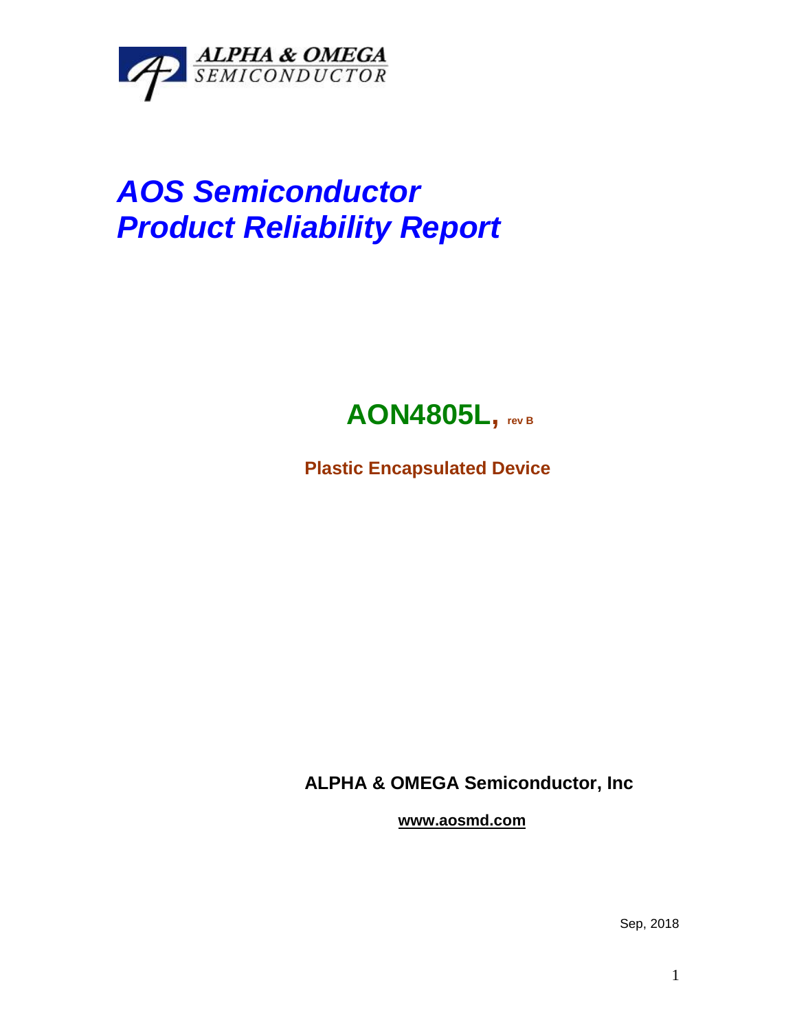ALPHA & OMEGA
SEMICONDUCTOR

# *AOS Semiconductor*
# *Product Reliability Report*

## AON4805L, rev B

**Plastic Encapsulated Device**

**ALPHA & OMEGA Semiconductor, Inc**

**www.aosmd.com**

Sep, 2018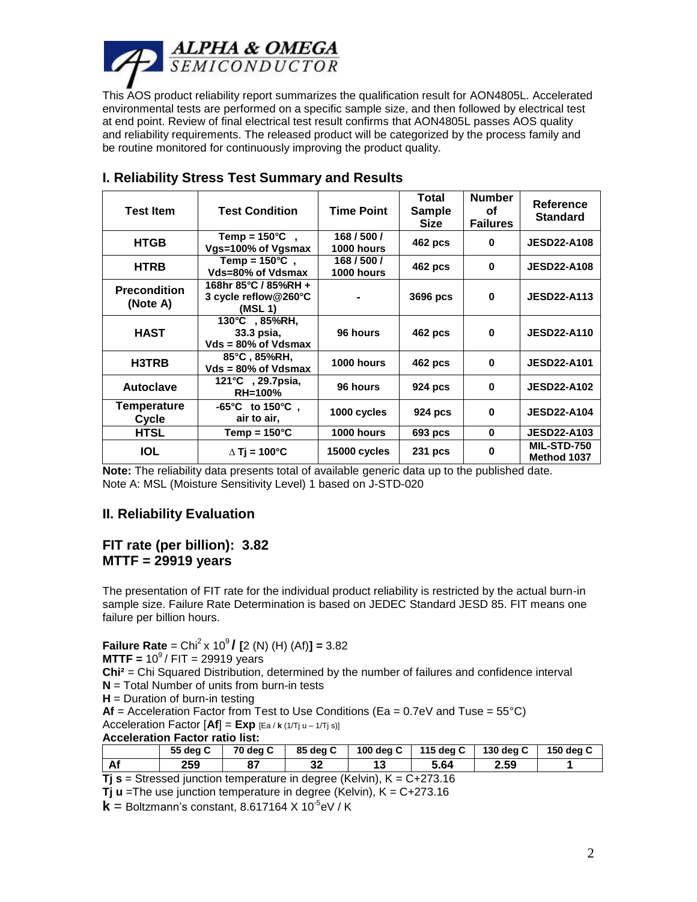This AOS product reliability report summarizes the qualification result for AON4805L. Accelerated environmental tests are performed on a specific sample size, and then followed by electrical test at end point. Review of final electrical test result confirms that AON4805L passes AOS quality and reliability requirements. The released product will be categorized by the process family and be routine monitored for continuously improving the product quality.

## I. Reliability Stress Test Summary and Results

| Test Item | Test Condition | Time Point | Total Sample Size | Number of Failures | Reference Standard |
|---|---|---|---|---|---|
| **HTGB** | Temp = 150°C , Vgs=100% of Vgsmax | 168 / 500 / 1000 hours | 462 pcs | 0 | JESD22-A108 |
| **HTRB** | Temp = 150°C , Vds=80% of Vdsmax | 168 / 500 / 1000 hours | 462 pcs | 0 | JESD22-A108 |
| **Precondition (Note A)** | 168hr 85°C / 85%RH + 3 cycle reflow@260°C (MSL 1) | - | 3696 pcs | 0 | JESD22-A113 |
| **HAST** | 130°C , 85%RH, 33.3 psia, Vds = 80% of Vdsmax | 96 hours | 462 pcs | 0 | JESD22-A110 |
| **H3TRB** | 85°C , 85%RH, Vds = 80% of Vdsmax | 1000 hours | 462 pcs | 0 | JESD22-A101 |
| **Autoclave** | 121°C , 29.7psia, RH=100% | 96 hours | 924 pcs | 0 | JESD22-A102 |
| **Temperature Cycle** | -65°C to 150°C , air to air, | 1000 cycles | 924 pcs | 0 | JESD22-A104 |
| **HTSL** | Temp = 150°C | 1000 hours | 693 pcs | 0 | JESD22-A103 |
| **IOL** | $\Delta$ Tj = 100°C | 15000 cycles | 231 pcs | 0 | MIL-STD-750 Method 1037 |

**Note:** The reliability data presents total of available generic data up to the published date.
Note A: MSL (Moisture Sensitivity Level) 1 based on J-STD-020

## II. Reliability Evaluation

### FIT rate (per billion): 3.82
### MTTF = 29919 years

The presentation of FIT rate for the individual product reliability is restricted by the actual burn-in sample size. Failure Rate Determination is based on JEDEC Standard JESD 85. FIT means one failure per billion hours.

**Failure Rate** = $Chi^2 \times 10^9$ **/ [**2 (N) (H) (Af)**] =** 3.82

**MTTF =** $10^9$ / FIT = 29919 years

**Chi²** = Chi Squared Distribution, determined by the number of failures and confidence interval

**N** = Total Number of units from burn-in tests

**H** = Duration of burn-in testing

**Af** = Acceleration Factor from Test to Use Conditions (Ea = 0.7eV and Tuse = 55°C)

Acceleration Factor [**Af**] = **Exp** [Ea / **k** (1/Tj u – 1/Tj s)]

**Acceleration Factor ratio list:**

| | 55 deg C | 70 deg C | 85 deg C | 100 deg C | 115 deg C | 130 deg C | 150 deg C |
|---|---|---|---|---|---|---|---|
| **Af** | 259 | 87 | 32 | 13 | 5.64 | 2.59 | 1 |

**Tj s** = Stressed junction temperature in degree (Kelvin), K = C+273.16

**Tj u** =The use junction temperature in degree (Kelvin), K = C+273.16

**k** = Boltzmann's constant, 8.617164 X $10^{-5}$eV / K